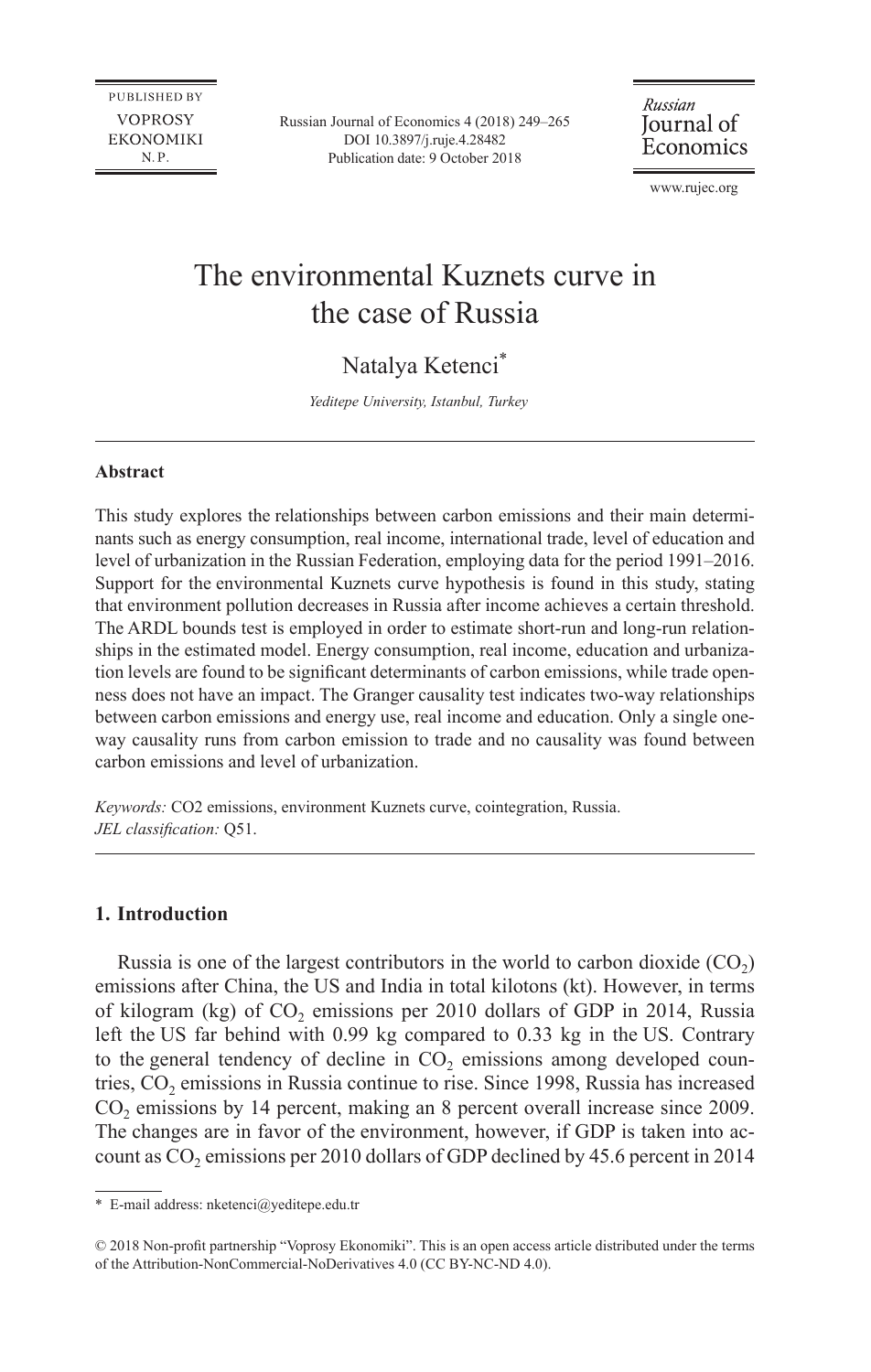# The environmental Kuznets curve in the case of Russia

Natalya Ketenci*

*Yeditepe University, Istanbul, Turkey*

---

**Abstract**

This study explores the relationships between carbon emissions and their main determinants such as energy consumption, real income, international trade, level of education and level of urbanization in the Russian Federation, employing data for the period 1991–2016. Support for the environmental Kuznets curve hypothesis is found in this study, stating that environment pollution decreases in Russia after income achieves a certain threshold. The ARDL bounds test is employed in order to estimate short-run and long-run relationships in the estimated model. Energy consumption, real income, education and urbanization levels are found to be significant determinants of carbon emissions, while trade openness does not have an impact. The Granger causality test indicates two-way relationships between carbon emissions and energy use, real income and education. Only a single one-way causality runs from carbon emission to trade and no causality was found between carbon emissions and level of urbanization.

*Keywords:* CO2 emissions, environment Kuznets curve, cointegration, Russia.
*JEL classification:* Q51.

---

## 1. Introduction

Russia is one of the largest contributors in the world to carbon dioxide ($CO_2$) emissions after China, the US and India in total kilotons (kt). However, in terms of kilogram (kg) of $CO_2$ emissions per 2010 dollars of GDP in 2014, Russia left the US far behind with 0.99 kg compared to 0.33 kg in the US. Contrary to the general tendency of decline in $CO_2$ emissions among developed countries, $CO_2$ emissions in Russia continue to rise. Since 1998, Russia has increased $CO_2$ emissions by 14 percent, making an 8 percent overall increase since 2009. The changes are in favor of the environment, however, if GDP is taken into account as $CO_2$ emissions per 2010 dollars of GDP declined by 45.6 percent in 2014

---

* E-mail address: nketenci@yeditepe.edu.tr

© 2018 Non-profit partnership "Voprosy Ekonomiki". This is an open access article distributed under the terms of the Attribution-NonCommercial-NoDerivatives 4.0 (CC BY-NC-ND 4.0).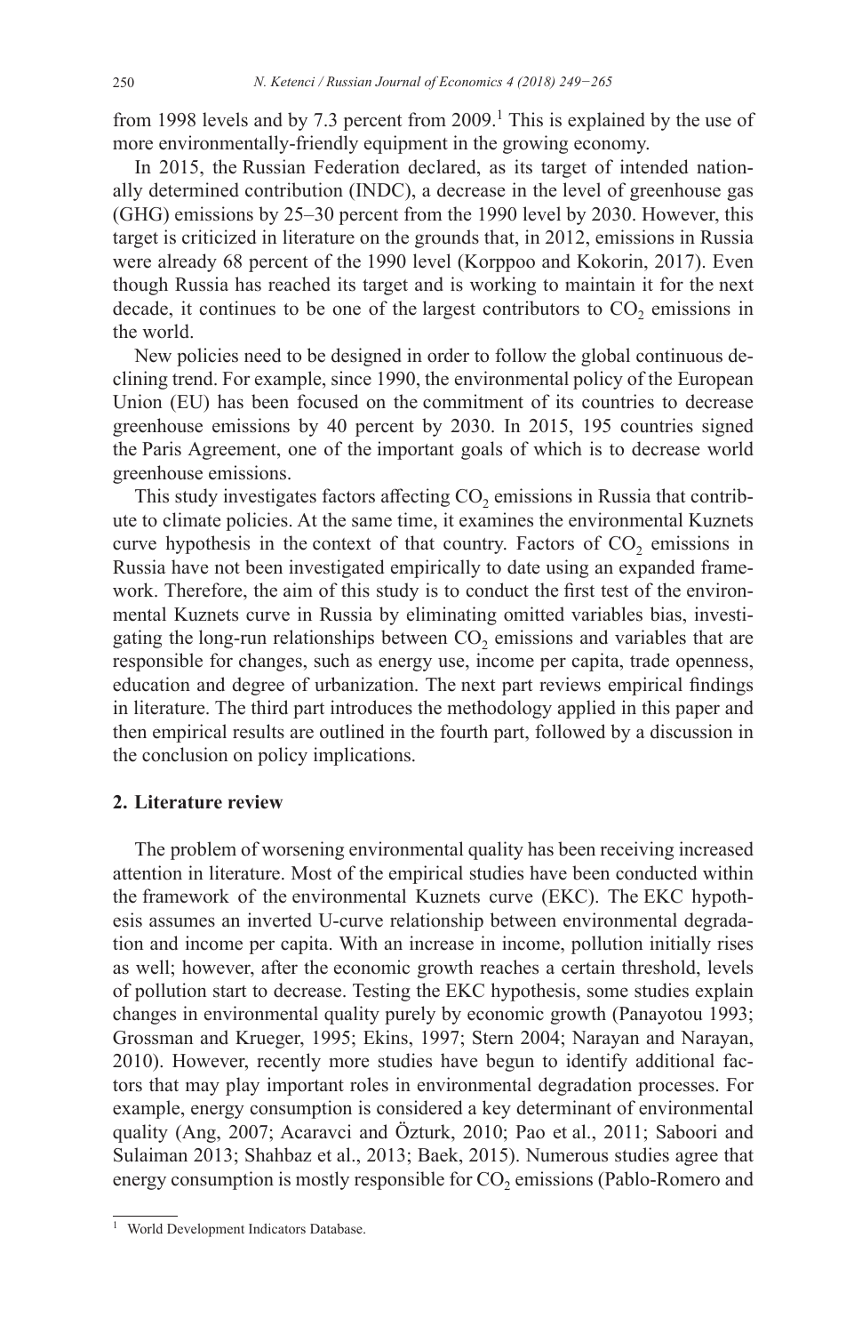from 1998 levels and by 7.3 percent from 2009.[1] This is explained by the use of more environmentally-friendly equipment in the growing economy.

In 2015, the Russian Federation declared, as its target of intended nationally determined contribution (INDC), a decrease in the level of greenhouse gas (GHG) emissions by 25–30 percent from the 1990 level by 2030. However, this target is criticized in literature on the grounds that, in 2012, emissions in Russia were already 68 percent of the 1990 level (Korppoo and Kokorin, 2017). Even though Russia has reached its target and is working to maintain it for the next decade, it continues to be one of the largest contributors to $CO_2$ emissions in the world.

New policies need to be designed in order to follow the global continuous declining trend. For example, since 1990, the environmental policy of the European Union (EU) has been focused on the commitment of its countries to decrease greenhouse emissions by 40 percent by 2030. In 2015, 195 countries signed the Paris Agreement, one of the important goals of which is to decrease world greenhouse emissions.

This study investigates factors affecting $CO_2$ emissions in Russia that contribute to climate policies. At the same time, it examines the environmental Kuznets curve hypothesis in the context of that country. Factors of $CO_2$ emissions in Russia have not been investigated empirically to date using an expanded framework. Therefore, the aim of this study is to conduct the first test of the environmental Kuznets curve in Russia by eliminating omitted variables bias, investigating the long-run relationships between $CO_2$ emissions and variables that are responsible for changes, such as energy use, income per capita, trade openness, education and degree of urbanization. The next part reviews empirical findings in literature. The third part introduces the methodology applied in this paper and then empirical results are outlined in the fourth part, followed by a discussion in the conclusion on policy implications.

## 2. Literature review

The problem of worsening environmental quality has been receiving increased attention in literature. Most of the empirical studies have been conducted within the framework of the environmental Kuznets curve (EKC). The EKC hypothesis assumes an inverted U-curve relationship between environmental degradation and income per capita. With an increase in income, pollution initially rises as well; however, after the economic growth reaches a certain threshold, levels of pollution start to decrease. Testing the EKC hypothesis, some studies explain changes in environmental quality purely by economic growth (Panayotou 1993; Grossman and Krueger, 1995; Ekins, 1997; Stern 2004; Narayan and Narayan, 2010). However, recently more studies have begun to identify additional factors that may play important roles in environmental degradation processes. For example, energy consumption is considered a key determinant of environmental quality (Ang, 2007; Acaravci and Özturk, 2010; Pao et al., 2011; Saboori and Sulaiman 2013; Shahbaz et al., 2013; Baek, 2015). Numerous studies agree that energy consumption is mostly responsible for $CO_2$ emissions (Pablo-Romero and

[1] World Development Indicators Database.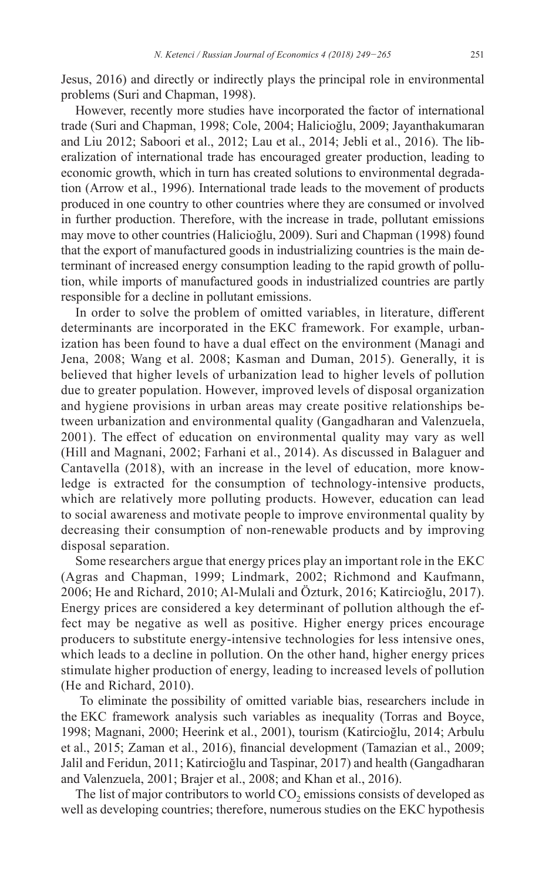Jesus, 2016) and directly or indirectly plays the principal role in environmental problems (Suri and Chapman, 1998).

However, recently more studies have incorporated the factor of international trade (Suri and Chapman, 1998; Cole, 2004; Halicioğlu, 2009; Jayanthakumaran and Liu 2012; Saboori et al., 2012; Lau et al., 2014; Jebli et al., 2016). The liberalization of international trade has encouraged greater production, leading to economic growth, which in turn has created solutions to environmental degradation (Arrow et al., 1996). International trade leads to the movement of products produced in one country to other countries where they are consumed or involved in further production. Therefore, with the increase in trade, pollutant emissions may move to other countries (Halicioğlu, 2009). Suri and Chapman (1998) found that the export of manufactured goods in industrializing countries is the main determinant of increased energy consumption leading to the rapid growth of pollution, while imports of manufactured goods in industrialized countries are partly responsible for a decline in pollutant emissions.

In order to solve the problem of omitted variables, in literature, different determinants are incorporated in the EKC framework. For example, urbanization has been found to have a dual effect on the environment (Managi and Jena, 2008; Wang et al. 2008; Kasman and Duman, 2015). Generally, it is believed that higher levels of urbanization lead to higher levels of pollution due to greater population. However, improved levels of disposal organization and hygiene provisions in urban areas may create positive relationships between urbanization and environmental quality (Gangadharan and Valenzuela, 2001). The effect of education on environmental quality may vary as well (Hill and Magnani, 2002; Farhani et al., 2014). As discussed in Balaguer and Cantavella (2018), with an increase in the level of education, more knowledge is extracted for the consumption of technology-intensive products, which are relatively more polluting products. However, education can lead to social awareness and motivate people to improve environmental quality by decreasing their consumption of non-renewable products and by improving disposal separation.

Some researchers argue that energy prices play an important role in the EKC (Agras and Chapman, 1999; Lindmark, 2002; Richmond and Kaufmann, 2006; He and Richard, 2010; Al-Mulali and Özturk, 2016; Katircioğlu, 2017). Energy prices are considered a key determinant of pollution although the effect may be negative as well as positive. Higher energy prices encourage producers to substitute energy-intensive technologies for less intensive ones, which leads to a decline in pollution. On the other hand, higher energy prices stimulate higher production of energy, leading to increased levels of pollution (He and Richard, 2010).

To eliminate the possibility of omitted variable bias, researchers include in the EKC framework analysis such variables as inequality (Torras and Boyce, 1998; Magnani, 2000; Heerink et al., 2001), tourism (Katircioğlu, 2014; Arbulu et al., 2015; Zaman et al., 2016), financial development (Tamazian et al., 2009; Jalil and Feridun, 2011; Katircioğlu and Taspinar, 2017) and health (Gangadharan and Valenzuela, 2001; Brajer et al., 2008; and Khan et al., 2016).

The list of major contributors to world $CO_2$ emissions consists of developed as well as developing countries; therefore, numerous studies on the EKC hypothesis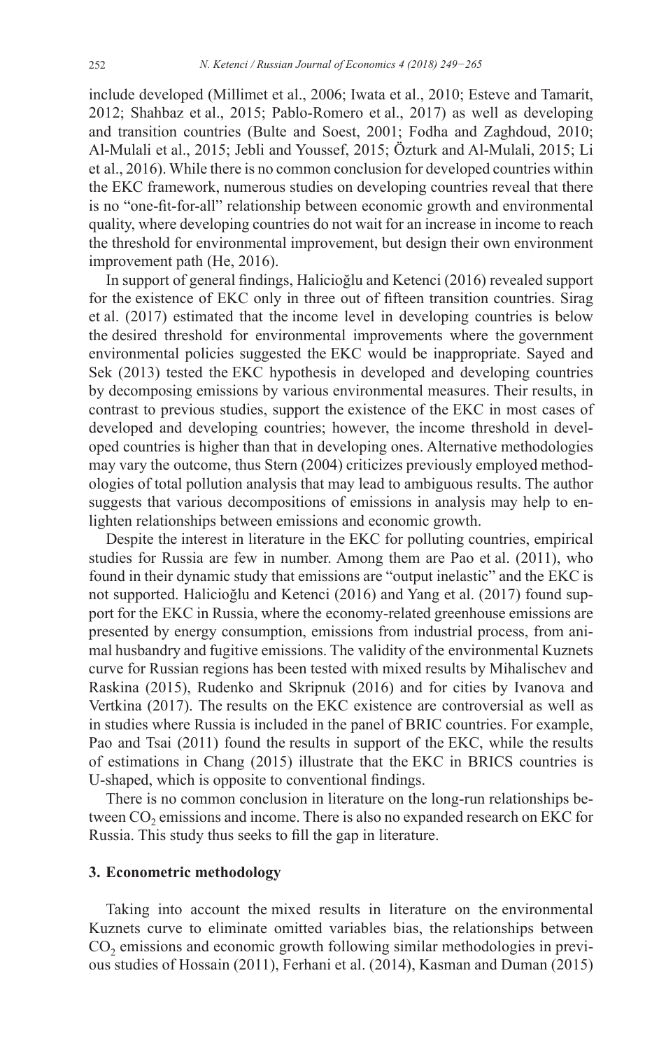include developed (Millimet et al., 2006; Iwata et al., 2010; Esteve and Tamarit, 2012; Shahbaz et al., 2015; Pablo-Romero et al., 2017) as well as developing and transition countries (Bulte and Soest, 2001; Fodha and Zaghdoud, 2010; Al-Mulali et al., 2015; Jebli and Youssef, 2015; Özturk and Al-Mulali, 2015; Li et al., 2016). While there is no common conclusion for developed countries within the EKC framework, numerous studies on developing countries reveal that there is no "one-fit-for-all" relationship between economic growth and environmental quality, where developing countries do not wait for an increase in income to reach the threshold for environmental improvement, but design their own environment improvement path (He, 2016).

In support of general findings, Halicioğlu and Ketenci (2016) revealed support for the existence of EKC only in three out of fifteen transition countries. Sirag et al. (2017) estimated that the income level in developing countries is below the desired threshold for environmental improvements where the government environmental policies suggested the EKC would be inappropriate. Sayed and Sek (2013) tested the EKC hypothesis in developed and developing countries by decomposing emissions by various environmental measures. Their results, in contrast to previous studies, support the existence of the EKC in most cases of developed and developing countries; however, the income threshold in developed countries is higher than that in developing ones. Alternative methodologies may vary the outcome, thus Stern (2004) criticizes previously employed methodologies of total pollution analysis that may lead to ambiguous results. The author suggests that various decompositions of emissions in analysis may help to enlighten relationships between emissions and economic growth.

Despite the interest in literature in the EKC for polluting countries, empirical studies for Russia are few in number. Among them are Pao et al. (2011), who found in their dynamic study that emissions are "output inelastic" and the EKC is not supported. Halicioğlu and Ketenci (2016) and Yang et al. (2017) found support for the EKC in Russia, where the economy-related greenhouse emissions are presented by energy consumption, emissions from industrial process, from animal husbandry and fugitive emissions. The validity of the environmental Kuznets curve for Russian regions has been tested with mixed results by Mihalischev and Raskina (2015), Rudenko and Skripnuk (2016) and for cities by Ivanova and Vertkina (2017). The results on the EKC existence are controversial as well as in studies where Russia is included in the panel of BRIC countries. For example, Pao and Tsai (2011) found the results in support of the EKC, while the results of estimations in Chang (2015) illustrate that the EKC in BRICS countries is U-shaped, which is opposite to conventional findings.

There is no common conclusion in literature on the long-run relationships between $CO_2$ emissions and income. There is also no expanded research on EKC for Russia. This study thus seeks to fill the gap in literature.

## 3. Econometric methodology

Taking into account the mixed results in literature on the environmental Kuznets curve to eliminate omitted variables bias, the relationships between $CO_2$ emissions and economic growth following similar methodologies in previous studies of Hossain (2011), Ferhani et al. (2014), Kasman and Duman (2015)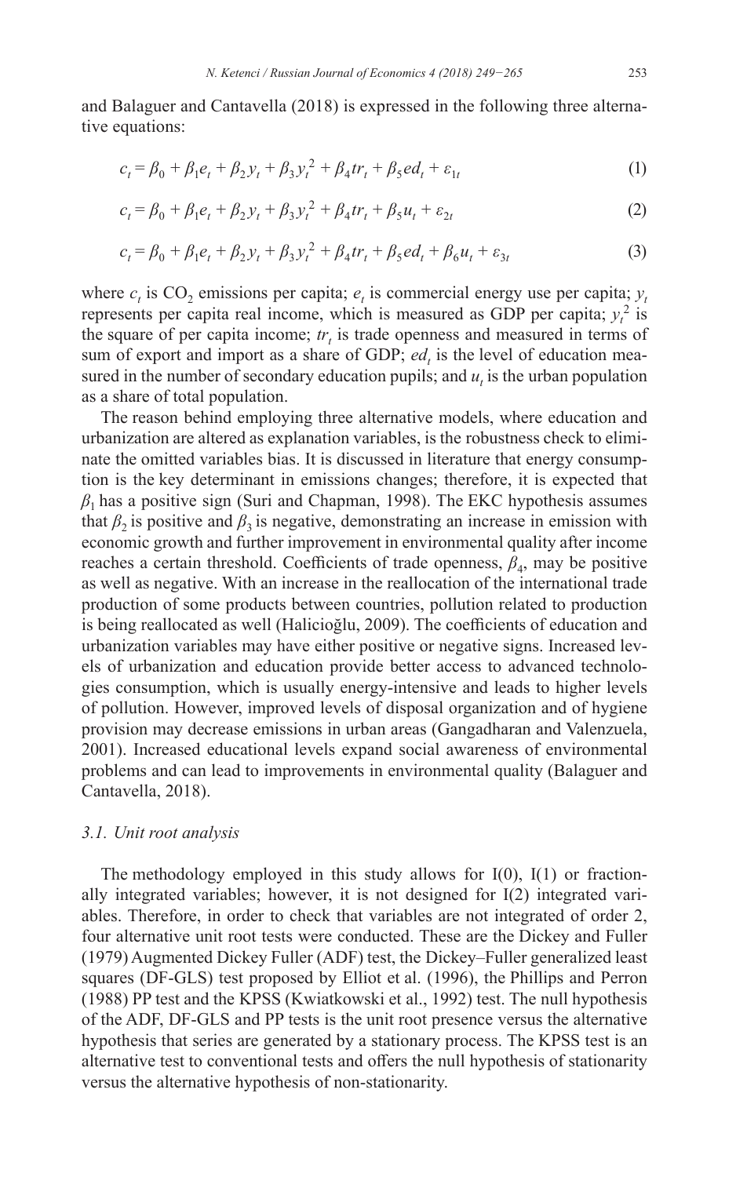and Balaguer and Cantavella (2018) is expressed in the following three alternative equations:

$$c_t = \beta_0 + \beta_1 e_t + \beta_2 y_t + \beta_3 y_t^2 + \beta_4 tr_t + \beta_5 ed_t + \varepsilon_{1t} \tag{1}$$

$$c_t = \beta_0 + \beta_1 e_t + \beta_2 y_t + \beta_3 y_t^2 + \beta_4 tr_t + \beta_5 u_t + \varepsilon_{2t} \tag{2}$$

$$c_t = \beta_0 + \beta_1 e_t + \beta_2 y_t + \beta_3 y_t^2 + \beta_4 tr_t + \beta_5 ed_t + \beta_6 u_t + \varepsilon_{3t} \tag{3}$$

where $c_t$ is $CO_2$ emissions per capita; $e_t$ is commercial energy use per capita; $y_t$ represents per capita real income, which is measured as GDP per capita; $y_t^2$ is the square of per capita income; $tr_t$ is trade openness and measured in terms of sum of export and import as a share of GDP; $ed_t$ is the level of education measured in the number of secondary education pupils; and $u_t$ is the urban population as a share of total population.

The reason behind employing three alternative models, where education and urbanization are altered as explanation variables, is the robustness check to eliminate the omitted variables bias. It is discussed in literature that energy consumption is the key determinant in emissions changes; therefore, it is expected that $\beta_1$ has a positive sign (Suri and Chapman, 1998). The EKC hypothesis assumes that $\beta_2$ is positive and $\beta_3$ is negative, demonstrating an increase in emission with economic growth and further improvement in environmental quality after income reaches a certain threshold. Coefficients of trade openness, $\beta_4$, may be positive as well as negative. With an increase in the reallocation of the international trade production of some products between countries, pollution related to production is being reallocated as well (Halicioğlu, 2009). The coefficients of education and urbanization variables may have either positive or negative signs. Increased levels of urbanization and education provide better access to advanced technologies consumption, which is usually energy-intensive and leads to higher levels of pollution. However, improved levels of disposal organization and of hygiene provision may decrease emissions in urban areas (Gangadharan and Valenzuela, 2001). Increased educational levels expand social awareness of environmental problems and can lead to improvements in environmental quality (Balaguer and Cantavella, 2018).

### *3.1. Unit root analysis*

The methodology employed in this study allows for I(0), I(1) or fractionally integrated variables; however, it is not designed for I(2) integrated variables. Therefore, in order to check that variables are not integrated of order 2, four alternative unit root tests were conducted. These are the Dickey and Fuller (1979) Augmented Dickey Fuller (ADF) test, the Dickey–Fuller generalized least squares (DF-GLS) test proposed by Elliot et al. (1996), the Phillips and Perron (1988) PP test and the KPSS (Kwiatkowski et al., 1992) test. The null hypothesis of the ADF, DF-GLS and PP tests is the unit root presence versus the alternative hypothesis that series are generated by a stationary process. The KPSS test is an alternative test to conventional tests and offers the null hypothesis of stationarity versus the alternative hypothesis of non-stationarity.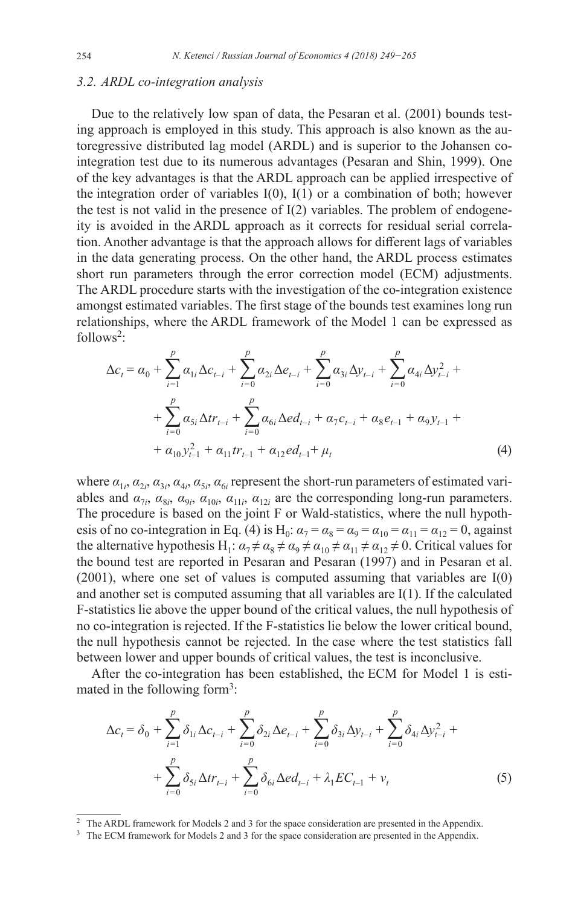### 3.2. ARDL co-integration analysis

Due to the relatively low span of data, the Pesaran et al. (2001) bounds testing approach is employed in this study. This approach is also known as the autoregressive distributed lag model (ARDL) and is superior to the Johansen co-integration test due to its numerous advantages (Pesaran and Shin, 1999). One of the key advantages is that the ARDL approach can be applied irrespective of the integration order of variables I(0), I(1) or a combination of both; however the test is not valid in the presence of I(2) variables. The problem of endogeneity is avoided in the ARDL approach as it corrects for residual serial correlation. Another advantage is that the approach allows for different lags of variables in the data generating process. On the other hand, the ARDL process estimates short run parameters through the error correction model (ECM) adjustments. The ARDL procedure starts with the investigation of the co-integration existence amongst estimated variables. The first stage of the bounds test examines long run relationships, where the ARDL framework of the Model 1 can be expressed as follows[2]:

$$\Delta c_t = \alpha_0 + \sum_{i=1}^{p} \alpha_{1i} \Delta c_{t-i} + \sum_{i=0}^{p} \alpha_{2i} \Delta e_{t-i} + \sum_{i=0}^{p} \alpha_{3i} \Delta y_{t-i} + \sum_{i=0}^{p} \alpha_{4i} \Delta y_{t-i}^2 + \\ + \sum_{i=0}^{p} \alpha_{5i} \Delta tr_{t-i} + \sum_{i=0}^{p} \alpha_{6i} \Delta ed_{t-i} + \alpha_7 c_{t-i} + \alpha_8 e_{t-1} + \alpha_9 y_{t-1} + \\ + \alpha_{10} y_{t-1}^2 + \alpha_{11} tr_{t-1} + \alpha_{12} ed_{t-1} + \mu_t \tag{4}$$

where $\alpha_{1i}$, $\alpha_{2i}$, $\alpha_{3i}$, $\alpha_{4i}$, $\alpha_{5i}$, $\alpha_{6i}$ represent the short-run parameters of estimated variables and $\alpha_{7i}$, $\alpha_{8i}$, $\alpha_{9i}$, $\alpha_{10i}$, $\alpha_{11i}$, $\alpha_{12i}$ are the corresponding long-run parameters. The procedure is based on the joint F or Wald-statistics, where the null hypothesis of no co-integration in Eq. (4) is $H_0$: $\alpha_7 = \alpha_8 = \alpha_9 = \alpha_{10} = \alpha_{11} = \alpha_{12} = 0$, against the alternative hypothesis $H_1$: $\alpha_7 \neq \alpha_8 \neq \alpha_9 \neq \alpha_{10} \neq \alpha_{11} \neq \alpha_{12} \neq 0$. Critical values for the bound test are reported in Pesaran and Pesaran (1997) and in Pesaran et al. (2001), where one set of values is computed assuming that variables are I(0) and another set is computed assuming that all variables are I(1). If the calculated F-statistics lie above the upper bound of the critical values, the null hypothesis of no co-integration is rejected. If the F-statistics lie below the lower critical bound, the null hypothesis cannot be rejected. In the case where the test statistics fall between lower and upper bounds of critical values, the test is inconclusive.

After the co-integration has been established, the ECM for Model 1 is estimated in the following form[3]:

$$\Delta c_t = \delta_0 + \sum_{i=1}^{p} \delta_{1i} \Delta c_{t-i} + \sum_{i=0}^{p} \delta_{2i} \Delta e_{t-i} + \sum_{i=0}^{p} \delta_{3i} \Delta y_{t-i} + \sum_{i=0}^{p} \delta_{4i} \Delta y_{t-i}^2 + \\ + \sum_{i=0}^{p} \delta_{5i} \Delta tr_{t-i} + \sum_{i=0}^{p} \delta_{6i} \Delta ed_{t-i} + \lambda_1 EC_{t-1} + v_t \tag{5}$$

[2] The ARDL framework for Models 2 and 3 for the space consideration are presented in the Appendix.

[3] The ECM framework for Models 2 and 3 for the space consideration are presented in the Appendix.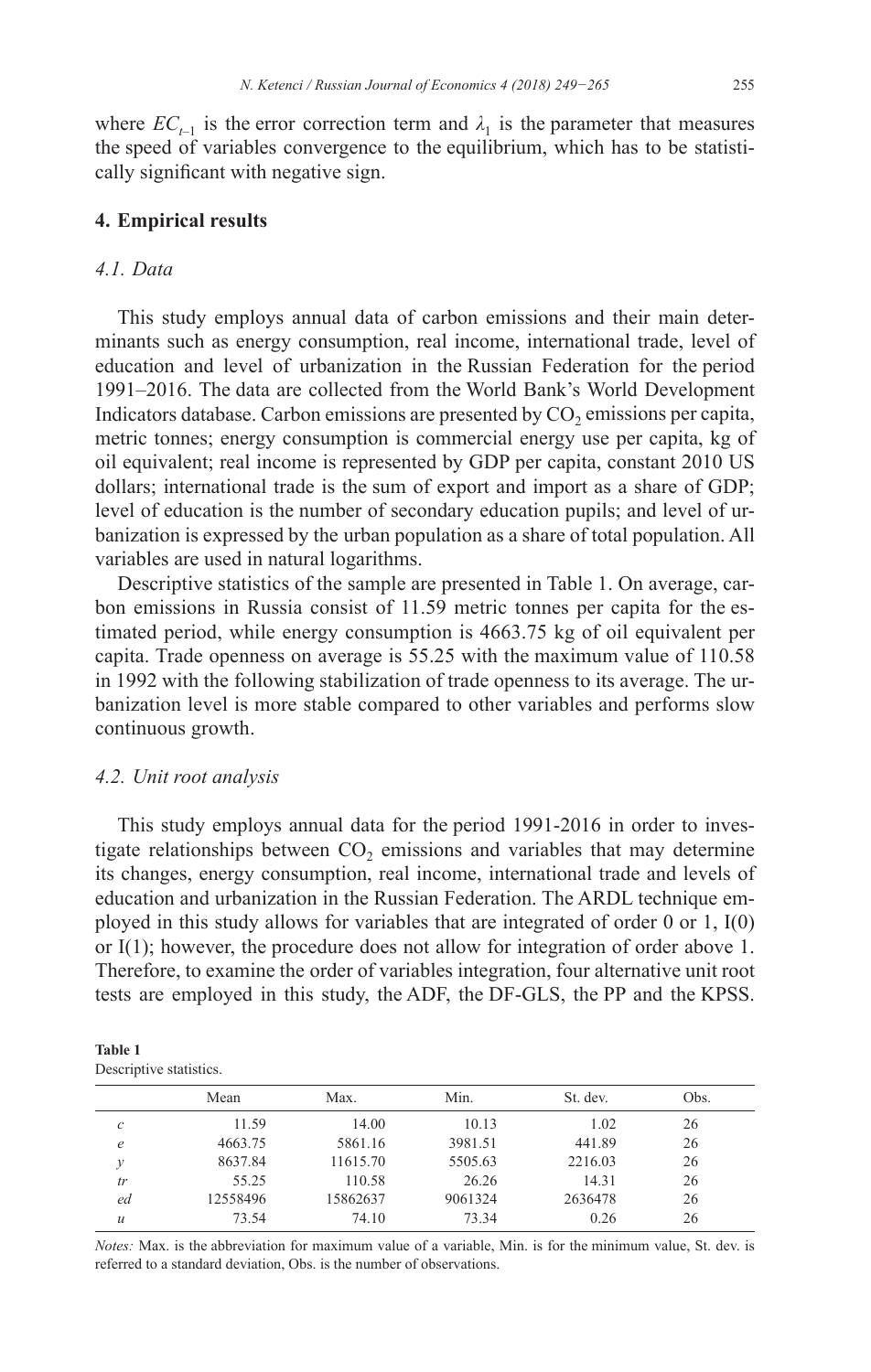where $EC_{t-1}$ is the error correction term and $\lambda_1$ is the parameter that measures the speed of variables convergence to the equilibrium, which has to be statistically significant with negative sign.

## 4. Empirical results

### *4.1. Data*

This study employs annual data of carbon emissions and their main determinants such as energy consumption, real income, international trade, level of education and level of urbanization in the Russian Federation for the period 1991–2016. The data are collected from the World Bank's World Development Indicators database. Carbon emissions are presented by $CO_2$ emissions per capita, metric tonnes; energy consumption is commercial energy use per capita, kg of oil equivalent; real income is represented by GDP per capita, constant 2010 US dollars; international trade is the sum of export and import as a share of GDP; level of education is the number of secondary education pupils; and level of urbanization is expressed by the urban population as a share of total population. All variables are used in natural logarithms.

Descriptive statistics of the sample are presented in Table 1. On average, carbon emissions in Russia consist of 11.59 metric tonnes per capita for the estimated period, while energy consumption is 4663.75 kg of oil equivalent per capita. Trade openness on average is 55.25 with the maximum value of 110.58 in 1992 with the following stabilization of trade openness to its average. The urbanization level is more stable compared to other variables and performs slow continuous growth.

### *4.2. Unit root analysis*

This study employs annual data for the period 1991-2016 in order to investigate relationships between $CO_2$ emissions and variables that may determine its changes, energy consumption, real income, international trade and levels of education and urbanization in the Russian Federation. The ARDL technique employed in this study allows for variables that are integrated of order 0 or 1, I(0) or I(1); however, the procedure does not allow for integration of order above 1. Therefore, to examine the order of variables integration, four alternative unit root tests are employed in this study, the ADF, the DF-GLS, the PP and the KPSS.

**Table 1**
Descriptive statistics.

| | Mean | Max. | Min. | St. dev. | Obs. |
|---|---|---|---|---|---|
| *c* | 11.59 | 14.00 | 10.13 | 1.02 | 26 |
| *e* | 4663.75 | 5861.16 | 3981.51 | 441.89 | 26 |
| *y* | 8637.84 | 11615.70 | 5505.63 | 2216.03 | 26 |
| *tr* | 55.25 | 110.58 | 26.26 | 14.31 | 26 |
| *ed* | 12558496 | 15862637 | 9061324 | 2636478 | 26 |
| *u* | 73.54 | 74.10 | 73.34 | 0.26 | 26 |

*Notes:* Max. is the abbreviation for maximum value of a variable, Min. is for the minimum value, St. dev. is referred to a standard deviation, Obs. is the number of observations.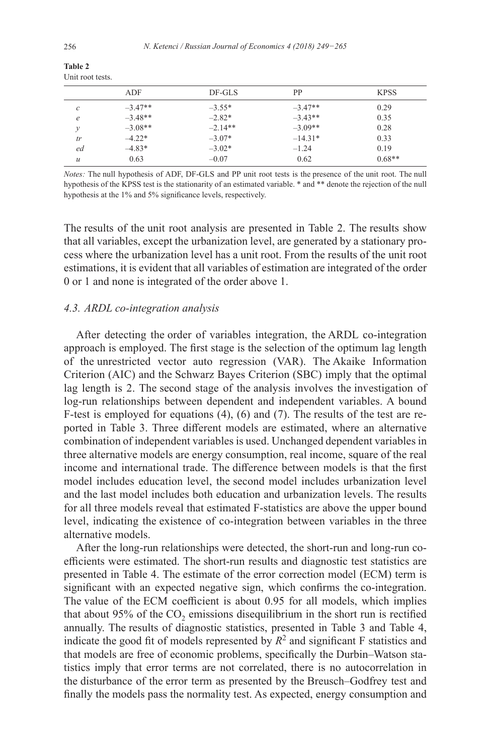**Table 2**
Unit root tests.

| | ADF | DF-GLS | PP | KPSS |
|---|---|---|---|---|
| *c* | –3.47** | –3.55* | –3.47** | 0.29 |
| *e* | –3.48** | –2.82* | –3.43** | 0.35 |
| *y* | –3.08** | –2.14** | –3.09** | 0.28 |
| *tr* | –4.22* | –3.07* | –14.31* | 0.33 |
| *ed* | –4.83* | –3.02* | –1.24 | 0.19 |
| *u* | 0.63 | –0.07 | 0.62 | 0.68** |

*Notes:* The null hypothesis of ADF, DF-GLS and PP unit root tests is the presence of the unit root. The null hypothesis of the KPSS test is the stationarity of an estimated variable. * and ** denote the rejection of the null hypothesis at the 1% and 5% significance levels, respectively.

The results of the unit root analysis are presented in Table 2. The results show that all variables, except the urbanization level, are generated by a stationary process where the urbanization level has a unit root. From the results of the unit root estimations, it is evident that all variables of estimation are integrated of the order 0 or 1 and none is integrated of the order above 1.

### *4.3. ARDL co-integration analysis*

After detecting the order of variables integration, the ARDL co-integration approach is employed. The first stage is the selection of the optimum lag length of the unrestricted vector auto regression (VAR). The Akaike Information Criterion (AIC) and the Schwarz Bayes Criterion (SBC) imply that the optimal lag length is 2. The second stage of the analysis involves the investigation of log-run relationships between dependent and independent variables. A bound F-test is employed for equations (4), (6) and (7). The results of the test are reported in Table 3. Three different models are estimated, where an alternative combination of independent variables is used. Unchanged dependent variables in three alternative models are energy consumption, real income, square of the real income and international trade. The difference between models is that the first model includes education level, the second model includes urbanization level and the last model includes both education and urbanization levels. The results for all three models reveal that estimated F-statistics are above the upper bound level, indicating the existence of co-integration between variables in the three alternative models.

After the long-run relationships were detected, the short-run and long-run coefficients were estimated. The short-run results and diagnostic test statistics are presented in Table 4. The estimate of the error correction model (ECM) term is significant with an expected negative sign, which confirms the co-integration. The value of the ECM coefficient is about 0.95 for all models, which implies that about 95% of the $CO_2$ emissions disequilibrium in the short run is rectified annually. The results of diagnostic statistics, presented in Table 3 and Table 4, indicate the good fit of models represented by $R^2$ and significant F statistics and that models are free of economic problems, specifically the Durbin–Watson statistics imply that error terms are not correlated, there is no autocorrelation in the disturbance of the error term as presented by the Breusch–Godfrey test and finally the models pass the normality test. As expected, energy consumption and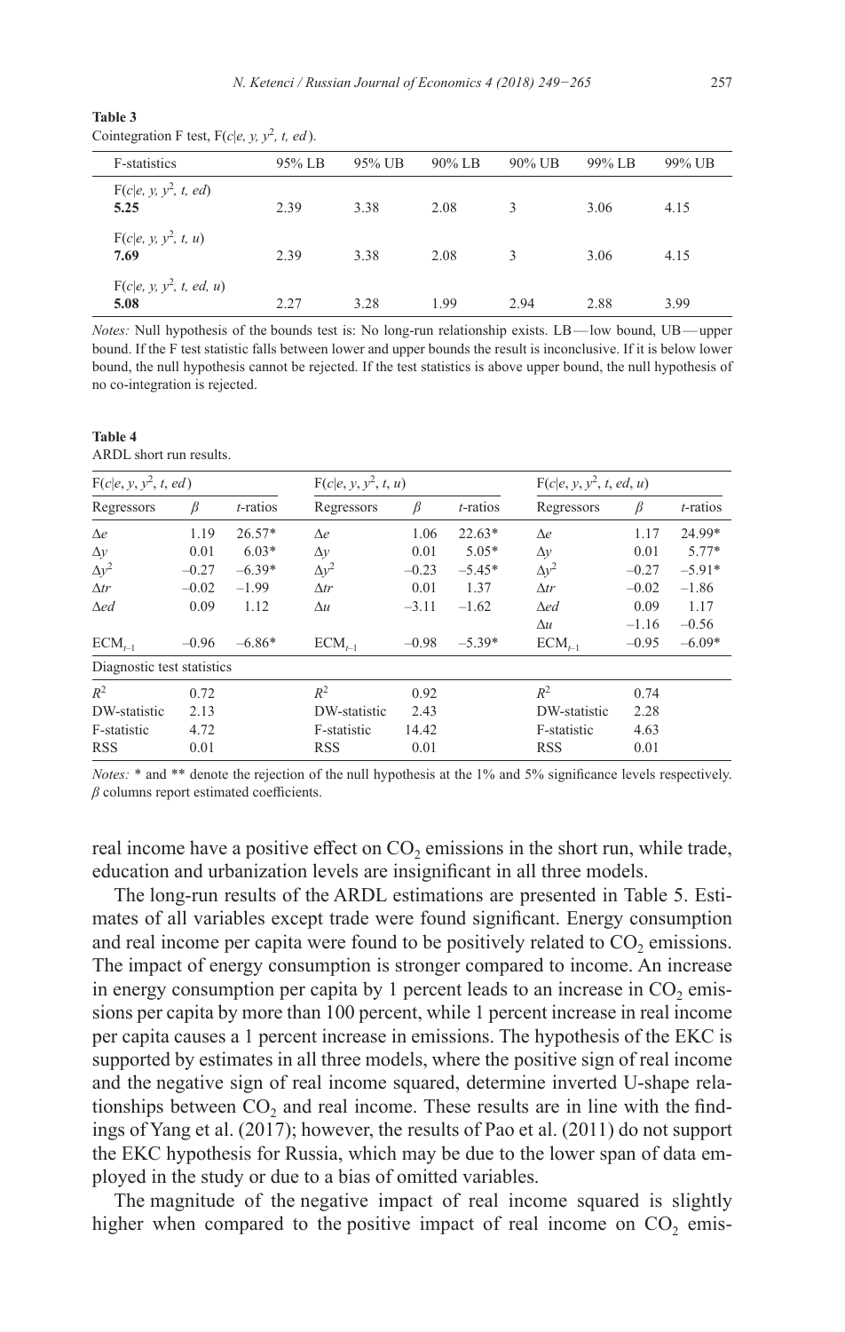**Table 3**
Cointegration F test, $F(c|e, y, y^2, t, ed)$.

| F-statistics | 95% LB | 95% UB | 90% LB | 90% UB | 99% LB | 99% UB |
|---|---|---|---|---|---|---|
| $F(c\|e, y, y^2, t, ed)$ **5.25** | 2.39 | 3.38 | 2.08 | 3 | 3.06 | 4.15 |
| $F(c\|e, y, y^2, t, u)$ **7.69** | 2.39 | 3.38 | 2.08 | 3 | 3.06 | 4.15 |
| $F(c\|e, y, y^2, t, ed, u)$ **5.08** | 2.27 | 3.28 | 1.99 | 2.94 | 2.88 | 3.99 |

*Notes:* Null hypothesis of the bounds test is: No long-run relationship exists. LB — low bound, UB — upper bound. If the F test statistic falls between lower and upper bounds the result is inconclusive. If it is below lower bound, the null hypothesis cannot be rejected. If the test statistics is above upper bound, the null hypothesis of no co-integration is rejected.

**Table 4**
ARDL short run results.

| $F(c\|e, y, y^2, t, ed)$ | | | $F(c\|e, y, y^2, t, u)$ | | | $F(c\|e, y, y^2, t, ed, u)$ | | |
|---|---|---|---|---|---|---|---|---|
| Regressors | $\beta$ | *t*-ratios | Regressors | $\beta$ | *t*-ratios | Regressors | $\beta$ | *t*-ratios |
| $\Delta e$ | 1.19 | 26.57* | $\Delta e$ | 1.06 | 22.63* | $\Delta e$ | 1.17 | 24.99* |
| $\Delta y$ | 0.01 | 6.03* | $\Delta y$ | 0.01 | 5.05* | $\Delta y$ | 0.01 | 5.77* |
| $\Delta y^2$ | –0.27 | –6.39* | $\Delta y^2$ | –0.23 | –5.45* | $\Delta y^2$ | –0.27 | –5.91* |
| $\Delta tr$ | –0.02 | –1.99 | $\Delta tr$ | 0.01 | 1.37 | $\Delta tr$ | –0.02 | –1.86 |
| $\Delta ed$ | 0.09 | 1.12 | $\Delta u$ | –3.11 | –1.62 | $\Delta ed$ | 0.09 | 1.17 |
| | | | | | | $\Delta u$ | –1.16 | –0.56 |
| $ECM_{t-1}$ | –0.96 | –6.86* | $ECM_{t-1}$ | –0.98 | –5.39* | $ECM_{t-1}$ | –0.95 | –6.09* |
| Diagnostic test statistics | | | | | | | | |
| $R^2$ | 0.72 | | $R^2$ | 0.92 | | $R^2$ | 0.74 | |
| DW-statistic | 2.13 | | DW-statistic | 2.43 | | DW-statistic | 2.28 | |
| F-statistic | 4.72 | | F-statistic | 14.42 | | F-statistic | 4.63 | |
| RSS | 0.01 | | RSS | 0.01 | | RSS | 0.01 | |

*Notes:* * and ** denote the rejection of the null hypothesis at the 1% and 5% significance levels respectively. $\beta$ columns report estimated coefficients.

real income have a positive effect on $CO_2$ emissions in the short run, while trade, education and urbanization levels are insignificant in all three models.

The long-run results of the ARDL estimations are presented in Table 5. Estimates of all variables except trade were found significant. Energy consumption and real income per capita were found to be positively related to $CO_2$ emissions. The impact of energy consumption is stronger compared to income. An increase in energy consumption per capita by 1 percent leads to an increase in $CO_2$ emissions per capita by more than 100 percent, while 1 percent increase in real income per capita causes a 1 percent increase in emissions. The hypothesis of the EKC is supported by estimates in all three models, where the positive sign of real income and the negative sign of real income squared, determine inverted U-shape relationships between $CO_2$ and real income. These results are in line with the findings of Yang et al. (2017); however, the results of Pao et al. (2011) do not support the EKC hypothesis for Russia, which may be due to the lower span of data employed in the study or due to a bias of omitted variables.

The magnitude of the negative impact of real income squared is slightly higher when compared to the positive impact of real income on $CO_2$ emis-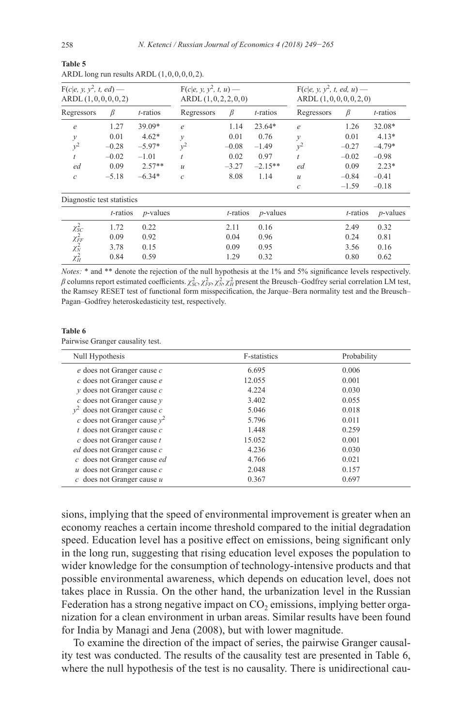**Table 5**
ARDL long run results ARDL (1, 0, 0, 0, 0, 2).

| F($c$\|$e$, $y$, $y^2$, $t$, $ed$) — ARDL (1, 0, 0, 0, 0, 2) | | | F($c$\|$e$, $y$, $y^2$, $t$, $u$) — ARDL (1, 0, 2, 2, 0, 0) | | | F($c$\|$e$, $y$, $y^2$, $t$, $ed$, $u$) — ARDL (1, 0, 0, 0, 0, 2, 0) | | |
|---|---|---|---|---|---|---|---|---|
| Regressors | $\beta$ | $t$-ratios | Regressors | $\beta$ | $t$-ratios | Regressors | $\beta$ | $t$-ratios |
| $e$ | 1.27 | 39.09* | $e$ | 1.14 | 23.64* | $e$ | 1.26 | 32.08* |
| $y$ | 0.01 | 4.62* | $y$ | 0.01 | 0.76 | $y$ | 0.01 | 4.13* |
| $y^2$ | –0.28 | –5.97* | $y^2$ | –0.08 | –1.49 | $y^2$ | –0.27 | –4.79* |
| $t$ | –0.02 | –1.01 | $t$ | 0.02 | 0.97 | $t$ | –0.02 | –0.98 |
| $ed$ | 0.09 | 2.57** | $u$ | –3.27 | –2.15** | $ed$ | 0.09 | 2.23* |
| $c$ | –5.18 | –6.34* | $c$ | 8.08 | 1.14 | $u$ | –0.84 | –0.41 |
| | | | | | | $c$ | –1.59 | –0.18 |
| Diagnostic test statistics | | | | | | | | |
| | $t$-ratios | $p$-values | | $t$-ratios | $p$-values | | $t$-ratios | $p$-values |
| $\chi^2_{SC}$ | 1.72 | 0.22 | | 2.11 | 0.16 | | 2.49 | 0.32 |
| $\chi^2_{FF}$ | 0.09 | 0.92 | | 0.04 | 0.96 | | 0.24 | 0.81 |
| $\chi^2_{N}$ | 3.78 | 0.15 | | 0.09 | 0.95 | | 3.56 | 0.16 |
| $\chi^2_{H}$ | 0.84 | 0.59 | | 1.29 | 0.32 | | 0.80 | 0.62 |

*Notes:* * and ** denote the rejection of the null hypothesis at the 1% and 5% significance levels respectively. $\beta$ columns report estimated coefficients. $\chi^2_{SC}$, $\chi^2_{FF}$, $\chi^2_{N}$, $\chi^2_{H}$ present the Breusch–Godfrey serial correlation LM test, the Ramsey RESET test of functional form misspecification, the Jarque–Bera normality test and the Breusch–Pagan–Godfrey heteroskedasticity test, respectively.

**Table 6**
Pairwise Granger causality test.

| Null Hypothesis | F-statistics | Probability |
|---|---|---|
| $e$ does not Granger cause $c$ | 6.695 | 0.006 |
| $c$ does not Granger cause $e$ | 12.055 | 0.001 |
| $y$ does not Granger cause $c$ | 4.224 | 0.030 |
| $c$ does not Granger cause $y$ | 3.402 | 0.055 |
| $y^2$ does not Granger cause $c$ | 5.046 | 0.018 |
| $c$ does not Granger cause $y^2$ | 5.796 | 0.011 |
| $t$ does not Granger cause $c$ | 1.448 | 0.259 |
| $c$ does not Granger cause $t$ | 15.052 | 0.001 |
| $ed$ does not Granger cause $c$ | 4.236 | 0.030 |
| $c$ does not Granger cause $ed$ | 4.766 | 0.021 |
| $u$ does not Granger cause $c$ | 2.048 | 0.157 |
| $c$ does not Granger cause $u$ | 0.367 | 0.697 |

sions, implying that the speed of environmental improvement is greater when an economy reaches a certain income threshold compared to the initial degradation speed. Education level has a positive effect on emissions, being significant only in the long run, suggesting that rising education level exposes the population to wider knowledge for the consumption of technology-intensive products and that possible environmental awareness, which depends on education level, does not takes place in Russia. On the other hand, the urbanization level in the Russian Federation has a strong negative impact on $CO_2$ emissions, implying better organization for a clean environment in urban areas. Similar results have been found for India by Managi and Jena (2008), but with lower magnitude.

To examine the direction of the impact of series, the pairwise Granger causality test was conducted. The results of the causality test are presented in Table 6, where the null hypothesis of the test is no causality. There is unidirectional cau-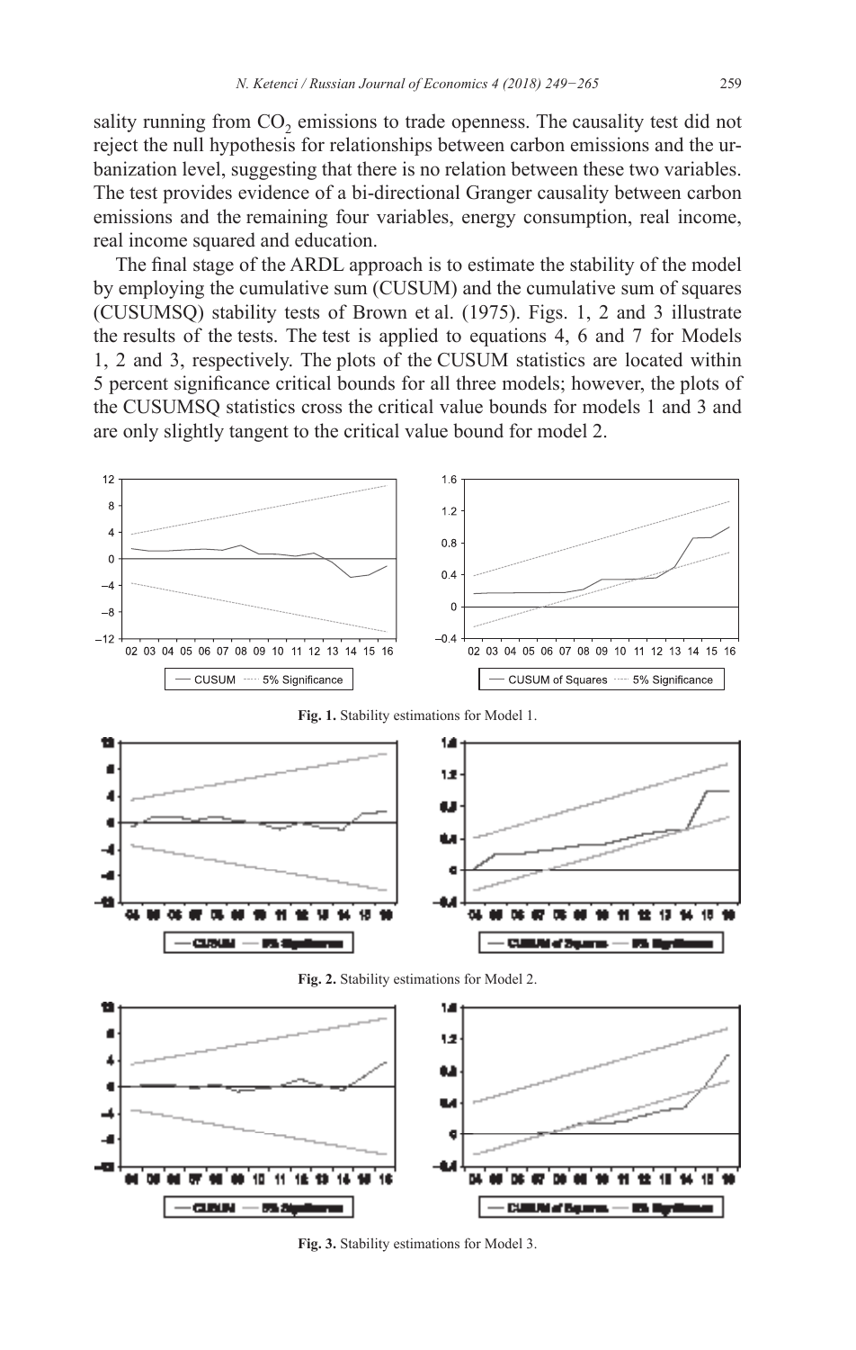sality running from $CO_2$ emissions to trade openness. The causality test did not reject the null hypothesis for relationships between carbon emissions and the urbanization level, suggesting that there is no relation between these two variables. The test provides evidence of a bi-directional Granger causality between carbon emissions and the remaining four variables, energy consumption, real income, real income squared and education.

The final stage of the ARDL approach is to estimate the stability of the model by employing the cumulative sum (CUSUM) and the cumulative sum of squares (CUSUMSQ) stability tests of Brown et al. (1975). Figs. 1, 2 and 3 illustrate the results of the tests. The test is applied to equations 4, 6 and 7 for Models 1, 2 and 3, respectively. The plots of the CUSUM statistics are located within 5 percent significance critical bounds for all three models; however, the plots of the CUSUMSQ statistics cross the critical value bounds for models 1 and 3 and are only slightly tangent to the critical value bound for model 2.

**Fig. 1.** Stability estimations for Model 1.

**Fig. 2.** Stability estimations for Model 2.

**Fig. 3.** Stability estimations for Model 3.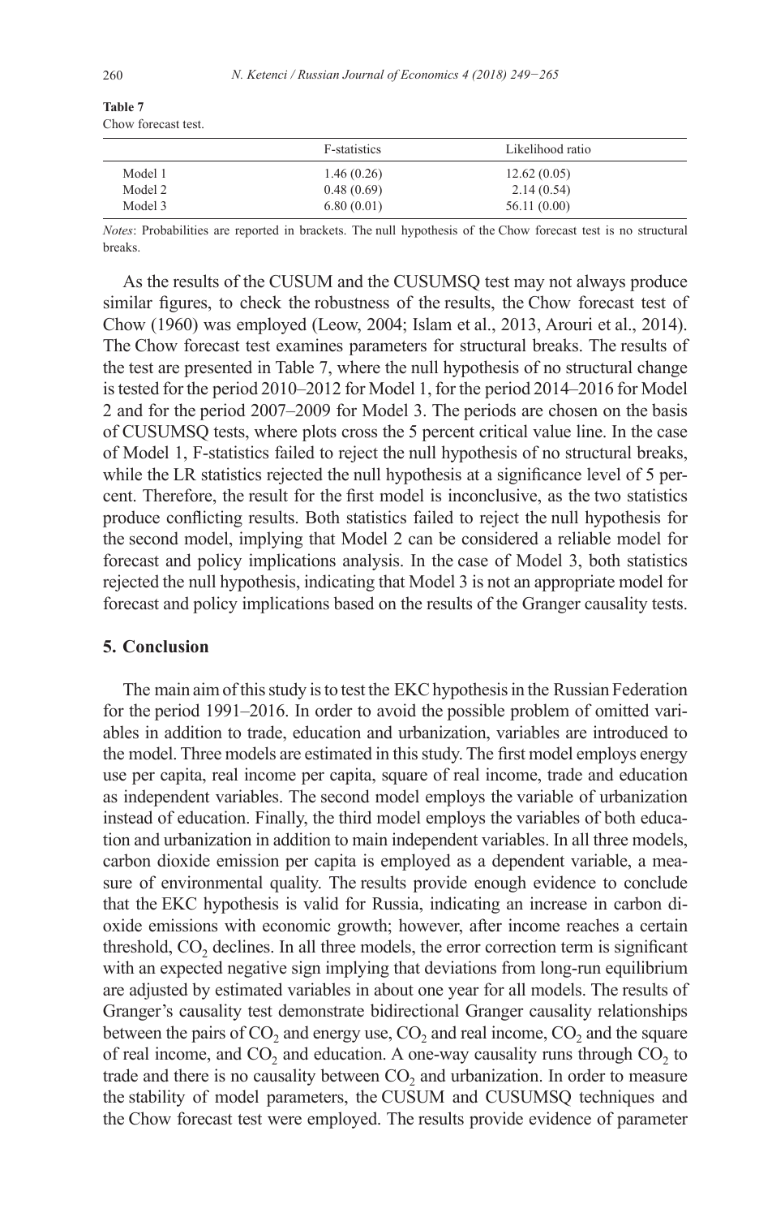**Table 7**
Chow forecast test.

| | F-statistics | Likelihood ratio |
|---|---|---|
| Model 1 | 1.46 (0.26) | 12.62 (0.05) |
| Model 2 | 0.48 (0.69) | 2.14 (0.54) |
| Model 3 | 6.80 (0.01) | 56.11 (0.00) |

*Notes*: Probabilities are reported in brackets. The null hypothesis of the Chow forecast test is no structural breaks.

As the results of the CUSUM and the CUSUMSQ test may not always produce similar figures, to check the robustness of the results, the Chow forecast test of Chow (1960) was employed (Leow, 2004; Islam et al., 2013, Arouri et al., 2014). The Chow forecast test examines parameters for structural breaks. The results of the test are presented in Table 7, where the null hypothesis of no structural change is tested for the period 2010–2012 for Model 1, for the period 2014–2016 for Model 2 and for the period 2007–2009 for Model 3. The periods are chosen on the basis of CUSUMSQ tests, where plots cross the 5 percent critical value line. In the case of Model 1, F-statistics failed to reject the null hypothesis of no structural breaks, while the LR statistics rejected the null hypothesis at a significance level of 5 percent. Therefore, the result for the first model is inconclusive, as the two statistics produce conflicting results. Both statistics failed to reject the null hypothesis for the second model, implying that Model 2 can be considered a reliable model for forecast and policy implications analysis. In the case of Model 3, both statistics rejected the null hypothesis, indicating that Model 3 is not an appropriate model for forecast and policy implications based on the results of the Granger causality tests.

## 5. Conclusion

The main aim of this study is to test the EKC hypothesis in the Russian Federation for the period 1991–2016. In order to avoid the possible problem of omitted variables in addition to trade, education and urbanization, variables are introduced to the model. Three models are estimated in this study. The first model employs energy use per capita, real income per capita, square of real income, trade and education as independent variables. The second model employs the variable of urbanization instead of education. Finally, the third model employs the variables of both education and urbanization in addition to main independent variables. In all three models, carbon dioxide emission per capita is employed as a dependent variable, a measure of environmental quality. The results provide enough evidence to conclude that the EKC hypothesis is valid for Russia, indicating an increase in carbon dioxide emissions with economic growth; however, after income reaches a certain threshold, $CO_2$ declines. In all three models, the error correction term is significant with an expected negative sign implying that deviations from long-run equilibrium are adjusted by estimated variables in about one year for all models. The results of Granger's causality test demonstrate bidirectional Granger causality relationships between the pairs of $CO_2$ and energy use, $CO_2$ and real income, $CO_2$ and the square of real income, and $CO_2$ and education. A one-way causality runs through $CO_2$ to trade and there is no causality between $CO_2$ and urbanization. In order to measure the stability of model parameters, the CUSUM and CUSUMSQ techniques and the Chow forecast test were employed. The results provide evidence of parameter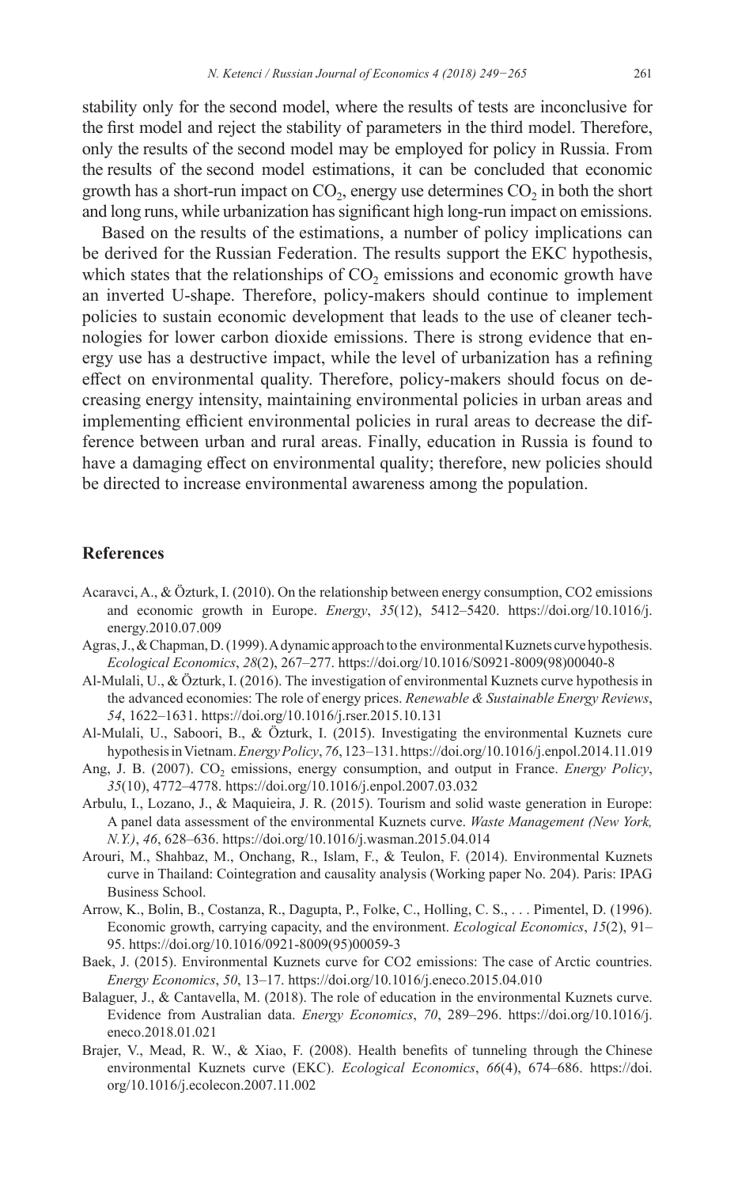stability only for the second model, where the results of tests are inconclusive for the first model and reject the stability of parameters in the third model. Therefore, only the results of the second model may be employed for policy in Russia. From the results of the second model estimations, it can be concluded that economic growth has a short-run impact on $CO_2$, energy use determines $CO_2$ in both the short and long runs, while urbanization has significant high long-run impact on emissions.

Based on the results of the estimations, a number of policy implications can be derived for the Russian Federation. The results support the EKC hypothesis, which states that the relationships of $CO_2$ emissions and economic growth have an inverted U-shape. Therefore, policy-makers should continue to implement policies to sustain economic development that leads to the use of cleaner technologies for lower carbon dioxide emissions. There is strong evidence that energy use has a destructive impact, while the level of urbanization has a refining effect on environmental quality. Therefore, policy-makers should focus on decreasing energy intensity, maintaining environmental policies in urban areas and implementing efficient environmental policies in rural areas to decrease the difference between urban and rural areas. Finally, education in Russia is found to have a damaging effect on environmental quality; therefore, new policies should be directed to increase environmental awareness among the population.

## References

Acaravci, A., & Özturk, I. (2010). On the relationship between energy consumption, CO2 emissions and economic growth in Europe. *Energy*, *35*(12), 5412–5420. https://doi.org/10.1016/j.energy.2010.07.009

Agras, J., & Chapman, D. (1999). A dynamic approach to the environmental Kuznets curve hypothesis. *Ecological Economics*, *28*(2), 267–277. https://doi.org/10.1016/S0921-8009(98)00040-8

Al-Mulali, U., & Özturk, I. (2016). The investigation of environmental Kuznets curve hypothesis in the advanced economies: The role of energy prices. *Renewable & Sustainable Energy Reviews*, *54*, 1622–1631. https://doi.org/10.1016/j.rser.2015.10.131

Al-Mulali, U., Saboori, B., & Özturk, I. (2015). Investigating the environmental Kuznets cure hypothesis in Vietnam. *Energy Policy*, *76*, 123–131. https://doi.org/10.1016/j.enpol.2014.11.019

Ang, J. B. (2007). $CO_2$ emissions, energy consumption, and output in France. *Energy Policy*, *35*(10), 4772–4778. https://doi.org/10.1016/j.enpol.2007.03.032

Arbulu, I., Lozano, J., & Maquieira, J. R. (2015). Tourism and solid waste generation in Europe: A panel data assessment of the environmental Kuznets curve. *Waste Management (New York, N.Y.)*, *46*, 628–636. https://doi.org/10.1016/j.wasman.2015.04.014

Arouri, M., Shahbaz, M., Onchang, R., Islam, F., & Teulon, F. (2014). Environmental Kuznets curve in Thailand: Cointegration and causality analysis (Working paper No. 204). Paris: IPAG Business School.

Arrow, K., Bolin, B., Costanza, R., Dagupta, P., Folke, C., Holling, C. S., . . . Pimentel, D. (1996). Economic growth, carrying capacity, and the environment. *Ecological Economics*, *15*(2), 91–95. https://doi.org/10.1016/0921-8009(95)00059-3

Baek, J. (2015). Environmental Kuznets curve for CO2 emissions: The case of Arctic countries. *Energy Economics*, *50*, 13–17. https://doi.org/10.1016/j.eneco.2015.04.010

Balaguer, J., & Cantavella, M. (2018). The role of education in the environmental Kuznets curve. Evidence from Australian data. *Energy Economics*, *70*, 289–296. https://doi.org/10.1016/j.eneco.2018.01.021

Brajer, V., Mead, R. W., & Xiao, F. (2008). Health benefits of tunneling through the Chinese environmental Kuznets curve (EKC). *Ecological Economics*, *66*(4), 674–686. https://doi.org/10.1016/j.ecolecon.2007.11.002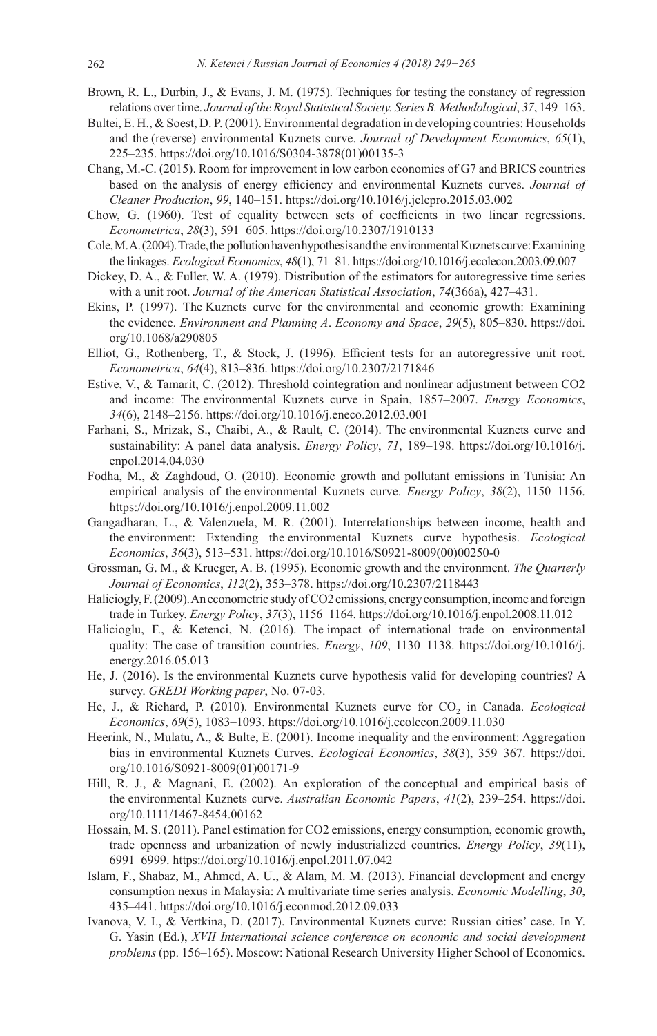Brown, R. L., Durbin, J., & Evans, J. M. (1975). Techniques for testing the constancy of regression relations over time. *Journal of the Royal Statistical Society. Series B. Methodological*, *37*, 149–163.

Bultei, E. H., & Soest, D. P. (2001). Environmental degradation in developing countries: Households and the (reverse) environmental Kuznets curve. *Journal of Development Economics*, *65*(1), 225–235. https://doi.org/10.1016/S0304-3878(01)00135-3

Chang, M.-C. (2015). Room for improvement in low carbon economies of G7 and BRICS countries based on the analysis of energy efficiency and environmental Kuznets curves. *Journal of Cleaner Production*, *99*, 140–151. https://doi.org/10.1016/j.jclepro.2015.03.002

Chow, G. (1960). Test of equality between sets of coefficients in two linear regressions. *Econometrica*, *28*(3), 591–605. https://doi.org/10.2307/1910133

Cole, M. A. (2004). Trade, the pollution haven hypothesis and the environmental Kuznets curve: Examining the linkages. *Ecological Economics*, *48*(1), 71–81. https://doi.org/10.1016/j.ecolecon.2003.09.007

Dickey, D. A., & Fuller, W. A. (1979). Distribution of the estimators for autoregressive time series with a unit root. *Journal of the American Statistical Association*, *74*(366a), 427–431.

Ekins, P. (1997). The Kuznets curve for the environmental and economic growth: Examining the evidence. *Environment and Planning A*. *Economy and Space*, *29*(5), 805–830. https://doi.org/10.1068/a290805

Elliot, G., Rothenberg, T., & Stock, J. (1996). Efficient tests for an autoregressive unit root. *Econometrica*, *64*(4), 813–836. https://doi.org/10.2307/2171846

Estive, V., & Tamarit, C. (2012). Threshold cointegration and nonlinear adjustment between CO2 and income: The environmental Kuznets curve in Spain, 1857–2007. *Energy Economics*, *34*(6), 2148–2156. https://doi.org/10.1016/j.eneco.2012.03.001

Farhani, S., Mrizak, S., Chaibi, A., & Rault, C. (2014). The environmental Kuznets curve and sustainability: A panel data analysis. *Energy Policy*, *71*, 189–198. https://doi.org/10.1016/j.enpol.2014.04.030

Fodha, M., & Zaghdoud, O. (2010). Economic growth and pollutant emissions in Tunisia: An empirical analysis of the environmental Kuznets curve. *Energy Policy*, *38*(2), 1150–1156. https://doi.org/10.1016/j.enpol.2009.11.002

Gangadharan, L., & Valenzuela, M. R. (2001). Interrelationships between income, health and the environment: Extending the environmental Kuznets curve hypothesis. *Ecological Economics*, *36*(3), 513–531. https://doi.org/10.1016/S0921-8009(00)00250-0

Grossman, G. M., & Krueger, A. B. (1995). Economic growth and the environment. *The Quarterly Journal of Economics*, *112*(2), 353–378. https://doi.org/10.2307/2118443

Haliciogly, F. (2009). An econometric study of CO2 emissions, energy consumption, income and foreign trade in Turkey. *Energy Policy*, *37*(3), 1156–1164. https://doi.org/10.1016/j.enpol.2008.11.012

Halicioglu, F., & Ketenci, N. (2016). The impact of international trade on environmental quality: The case of transition countries. *Energy*, *109*, 1130–1138. https://doi.org/10.1016/j.energy.2016.05.013

He, J. (2016). Is the environmental Kuznets curve hypothesis valid for developing countries? A survey. *GREDI Working paper*, No. 07-03.

He, J., & Richard, P. (2010). Environmental Kuznets curve for $CO_2$ in Canada. *Ecological Economics*, *69*(5), 1083–1093. https://doi.org/10.1016/j.ecolecon.2009.11.030

Heerink, N., Mulatu, A., & Bulte, E. (2001). Income inequality and the environment: Aggregation bias in environmental Kuznets Curves. *Ecological Economics*, *38*(3), 359–367. https://doi.org/10.1016/S0921-8009(01)00171-9

Hill, R. J., & Magnani, E. (2002). An exploration of the conceptual and empirical basis of the environmental Kuznets curve. *Australian Economic Papers*, *41*(2), 239–254. https://doi.org/10.1111/1467-8454.00162

Hossain, M. S. (2011). Panel estimation for CO2 emissions, energy consumption, economic growth, trade openness and urbanization of newly industrialized countries. *Energy Policy*, *39*(11), 6991–6999. https://doi.org/10.1016/j.enpol.2011.07.042

Islam, F., Shabaz, M., Ahmed, A. U., & Alam, M. M. (2013). Financial development and energy consumption nexus in Malaysia: A multivariate time series analysis. *Economic Modelling*, *30*, 435–441. https://doi.org/10.1016/j.econmod.2012.09.033

Ivanova, V. I., & Vertkina, D. (2017). Environmental Kuznets curve: Russian cities' case. In Y. G. Yasin (Ed.), *XVII International science conference on economic and social development problems* (pp. 156–165). Moscow: National Research University Higher School of Economics.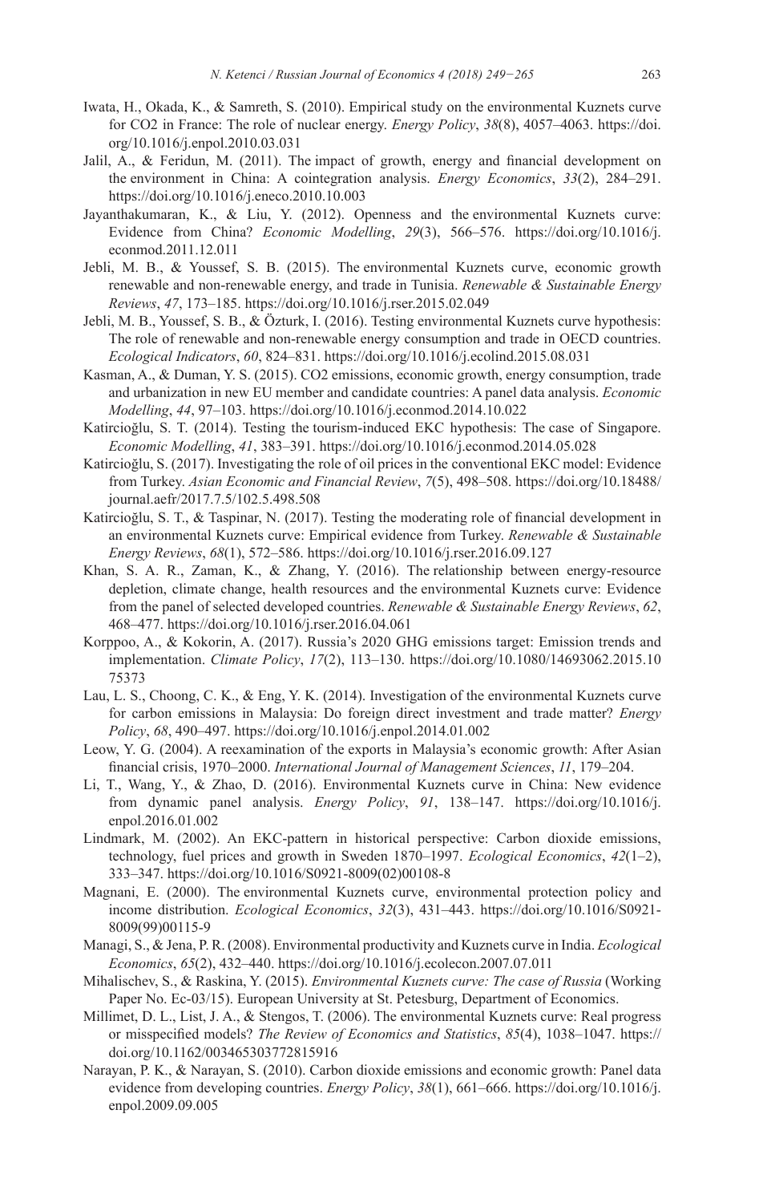Iwata, H., Okada, K., & Samreth, S. (2010). Empirical study on the environmental Kuznets curve for CO2 in France: The role of nuclear energy. *Energy Policy*, *38*(8), 4057–4063. https://doi.org/10.1016/j.enpol.2010.03.031

Jalil, A., & Feridun, M. (2011). The impact of growth, energy and financial development on the environment in China: A cointegration analysis. *Energy Economics*, *33*(2), 284–291. https://doi.org/10.1016/j.eneco.2010.10.003

Jayanthakumaran, K., & Liu, Y. (2012). Openness and the environmental Kuznets curve: Evidence from China? *Economic Modelling*, *29*(3), 566–576. https://doi.org/10.1016/j.econmod.2011.12.011

Jebli, M. B., & Youssef, S. B. (2015). The environmental Kuznets curve, economic growth renewable and non-renewable energy, and trade in Tunisia. *Renewable & Sustainable Energy Reviews*, *47*, 173–185. https://doi.org/10.1016/j.rser.2015.02.049

Jebli, M. B., Youssef, S. B., & Özturk, I. (2016). Testing environmental Kuznets curve hypothesis: The role of renewable and non-renewable energy consumption and trade in OECD countries. *Ecological Indicators*, *60*, 824–831. https://doi.org/10.1016/j.ecolind.2015.08.031

Kasman, A., & Duman, Y. S. (2015). CO2 emissions, economic growth, energy consumption, trade and urbanization in new EU member and candidate countries: A panel data analysis. *Economic Modelling*, *44*, 97–103. https://doi.org/10.1016/j.econmod.2014.10.022

Katircioğlu, S. T. (2014). Testing the tourism-induced EKC hypothesis: The case of Singapore. *Economic Modelling*, *41*, 383–391. https://doi.org/10.1016/j.econmod.2014.05.028

Katircioğlu, S. (2017). Investigating the role of oil prices in the conventional EKC model: Evidence from Turkey. *Asian Economic and Financial Review*, *7*(5), 498–508. https://doi.org/10.18488/journal.aefr/2017.7.5/102.5.498.508

Katircioğlu, S. T., & Taspinar, N. (2017). Testing the moderating role of financial development in an environmental Kuznets curve: Empirical evidence from Turkey. *Renewable & Sustainable Energy Reviews*, *68*(1), 572–586. https://doi.org/10.1016/j.rser.2016.09.127

Khan, S. A. R., Zaman, K., & Zhang, Y. (2016). The relationship between energy-resource depletion, climate change, health resources and the environmental Kuznets curve: Evidence from the panel of selected developed countries. *Renewable & Sustainable Energy Reviews*, *62*, 468–477. https://doi.org/10.1016/j.rser.2016.04.061

Korppoo, A., & Kokorin, A. (2017). Russia's 2020 GHG emissions target: Emission trends and implementation. *Climate Policy*, *17*(2), 113–130. https://doi.org/10.1080/14693062.2015.1075373

Lau, L. S., Choong, C. K., & Eng, Y. K. (2014). Investigation of the environmental Kuznets curve for carbon emissions in Malaysia: Do foreign direct investment and trade matter? *Energy Policy*, *68*, 490–497. https://doi.org/10.1016/j.enpol.2014.01.002

Leow, Y. G. (2004). A reexamination of the exports in Malaysia's economic growth: After Asian financial crisis, 1970–2000. *International Journal of Management Sciences*, *11*, 179–204.

Li, T., Wang, Y., & Zhao, D. (2016). Environmental Kuznets curve in China: New evidence from dynamic panel analysis. *Energy Policy*, *91*, 138–147. https://doi.org/10.1016/j.enpol.2016.01.002

Lindmark, M. (2002). An EKC-pattern in historical perspective: Carbon dioxide emissions, technology, fuel prices and growth in Sweden 1870–1997. *Ecological Economics*, *42*(1–2), 333–347. https://doi.org/10.1016/S0921-8009(02)00108-8

Magnani, E. (2000). The environmental Kuznets curve, environmental protection policy and income distribution. *Ecological Economics*, *32*(3), 431–443. https://doi.org/10.1016/S0921-8009(99)00115-9

Managi, S., & Jena, P. R. (2008). Environmental productivity and Kuznets curve in India. *Ecological Economics*, *65*(2), 432–440. https://doi.org/10.1016/j.ecolecon.2007.07.011

Mihalischev, S., & Raskina, Y. (2015). *Environmental Kuznets curve: The case of Russia* (Working Paper No. Ec-03/15). European University at St. Petesburg, Department of Economics.

Millimet, D. L., List, J. A., & Stengos, T. (2006). The environmental Kuznets curve: Real progress or misspecified models? *The Review of Economics and Statistics*, *85*(4), 1038–1047. https://doi.org/10.1162/003465303772815916

Narayan, P. K., & Narayan, S. (2010). Carbon dioxide emissions and economic growth: Panel data evidence from developing countries. *Energy Policy*, *38*(1), 661–666. https://doi.org/10.1016/j.enpol.2009.09.005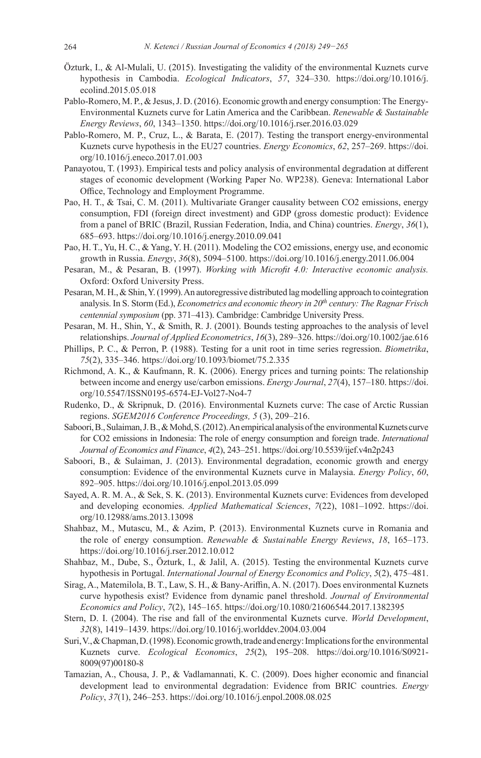Özturk, I., & Al-Mulali, U. (2015). Investigating the validity of the environmental Kuznets curve hypothesis in Cambodia. *Ecological Indicators*, *57*, 324–330. https://doi.org/10.1016/j.ecolind.2015.05.018

Pablo-Romero, M. P., & Jesus, J. D. (2016). Economic growth and energy consumption: The Energy-Environmental Kuznets curve for Latin America and the Caribbean. *Renewable & Sustainable Energy Reviews*, *60*, 1343–1350. https://doi.org/10.1016/j.rser.2016.03.029

Pablo-Romero, M. P., Cruz, L., & Barata, E. (2017). Testing the transport energy-environmental Kuznets curve hypothesis in the EU27 countries. *Energy Economics*, *62*, 257–269. https://doi.org/10.1016/j.eneco.2017.01.003

Panayotou, T. (1993). Empirical tests and policy analysis of environmental degradation at different stages of economic development (Working Paper No. WP238). Geneva: International Labor Office, Technology and Employment Programme.

Pao, H. T., & Tsai, C. M. (2011). Multivariate Granger causality between CO2 emissions, energy consumption, FDI (foreign direct investment) and GDP (gross domestic product): Evidence from a panel of BRIC (Brazil, Russian Federation, India, and China) countries. *Energy*, *36*(1), 685–693. https://doi.org/10.1016/j.energy.2010.09.041

Pao, H. T., Yu, H. C., & Yang, Y. H. (2011). Modeling the CO2 emissions, energy use, and economic growth in Russia. *Energy*, *36*(8), 5094–5100. https://doi.org/10.1016/j.energy.2011.06.004

Pesaran, M., & Pesaran, B. (1997). *Working with Microfit 4.0: Interactive economic analysis.* Oxford: Oxford University Press.

Pesaran, M. H., & Shin, Y. (1999). An autoregressive distributed lag modelling approach to cointegration analysis. In S. Storm (Ed.), *Econometrics and economic theory in 20th century: The Ragnar Frisch centennial symposium* (pp. 371–413). Cambridge: Cambridge University Press.

Pesaran, M. H., Shin, Y., & Smith, R. J. (2001). Bounds testing approaches to the analysis of level relationships. *Journal of Applied Econometrics*, *16*(3), 289–326. https://doi.org/10.1002/jae.616

Phillips, P. C., & Perron, P. (1988). Testing for a unit root in time series regression. *Biometrika*, *75*(2), 335–346. https://doi.org/10.1093/biomet/75.2.335

Richmond, A. K., & Kaufmann, R. K. (2006). Energy prices and turning points: The relationship between income and energy use/carbon emissions. *Energy Journal*, *27*(4), 157–180. https://doi.org/10.5547/ISSN0195-6574-EJ-Vol27-No4-7

Rudenko, D., & Skripnuk, D. (2016). Environmental Kuznets curve: The case of Arctic Russian regions. *SGEM2016 Conference Proceedings, 5* (3), 209–216.

Saboori, B., Sulaiman, J. B., & Mohd, S. (2012). An empirical analysis of the environmental Kuznets curve for CO2 emissions in Indonesia: The role of energy consumption and foreign trade. *International Journal of Economics and Finance*, *4*(2), 243–251. https://doi.org/10.5539/ijef.v4n2p243

Saboori, B., & Sulaiman, J. (2013). Environmental degradation, economic growth and energy consumption: Evidence of the environmental Kuznets curve in Malaysia. *Energy Policy*, *60*, 892–905. https://doi.org/10.1016/j.enpol.2013.05.099

Sayed, A. R. M. A., & Sek, S. K. (2013). Environmental Kuznets curve: Evidences from developed and developing economies. *Applied Mathematical Sciences*, *7*(22), 1081–1092. https://doi.org/10.12988/ams.2013.13098

Shahbaz, M., Mutascu, M., & Azim, P. (2013). Environmental Kuznets curve in Romania and the role of energy consumption. *Renewable & Sustainable Energy Reviews*, *18*, 165–173. https://doi.org/10.1016/j.rser.2012.10.012

Shahbaz, M., Dube, S., Özturk, I., & Jalil, A. (2015). Testing the environmental Kuznets curve hypothesis in Portugal. *International Journal of Energy Economics and Policy*, *5*(2), 475–481.

Sirag, A., Matemilola, B. T., Law, S. H., & Bany-Ariffin, A. N. (2017). Does environmental Kuznets curve hypothesis exist? Evidence from dynamic panel threshold. *Journal of Environmental Economics and Policy*, *7*(2), 145–165. https://doi.org/10.1080/21606544.2017.1382395

Stern, D. I. (2004). The rise and fall of the environmental Kuznets curve. *World Development*, *32*(8), 1419–1439. https://doi.org/10.1016/j.worlddev.2004.03.004

Suri, V., & Chapman, D. (1998). Economic growth, trade and energy: Implications for the environmental Kuznets curve. *Ecological Economics*, *25*(2), 195–208. https://doi.org/10.1016/S0921-8009(97)00180-8

Tamazian, A., Chousa, J. P., & Vadlamannati, K. C. (2009). Does higher economic and financial development lead to environmental degradation: Evidence from BRIC countries. *Energy Policy*, *37*(1), 246–253. https://doi.org/10.1016/j.enpol.2008.08.025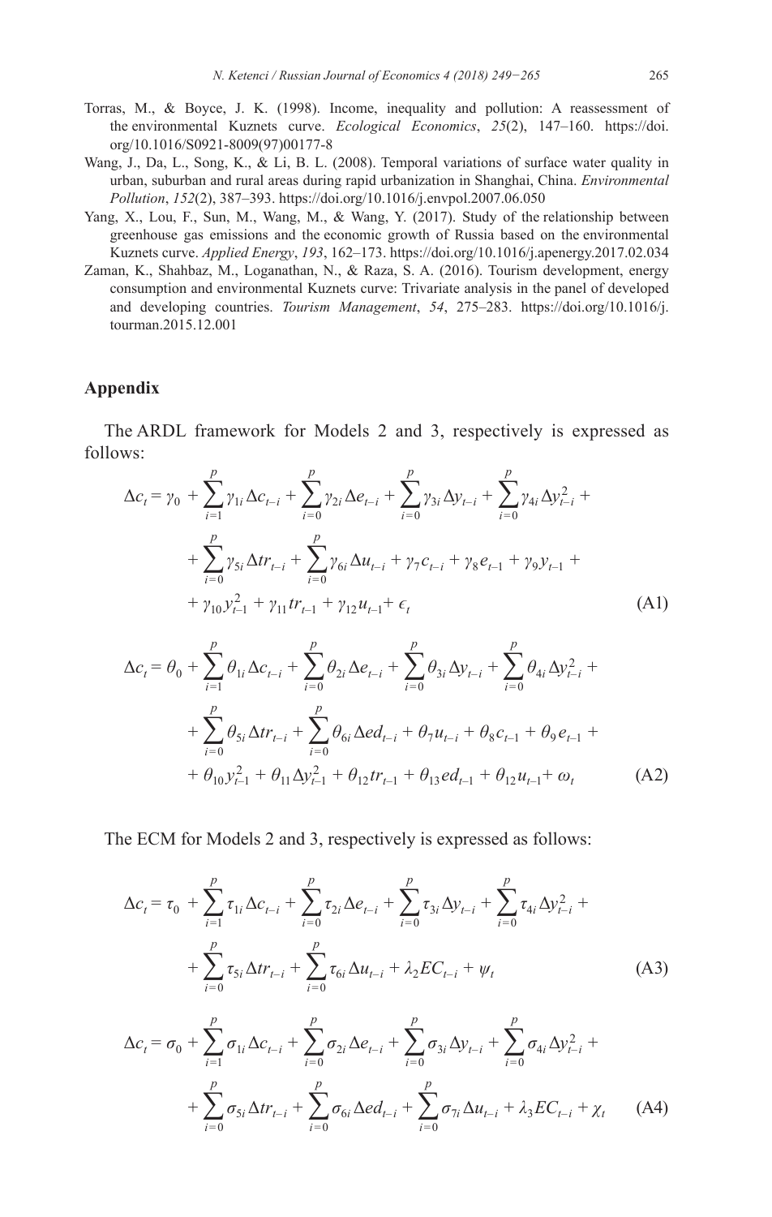Torras, M., & Boyce, J. K. (1998). Income, inequality and pollution: A reassessment of the environmental Kuznets curve. *Ecological Economics*, *25*(2), 147–160. https://doi.org/10.1016/S0921-8009(97)00177-8

Wang, J., Da, L., Song, K., & Li, B. L. (2008). Temporal variations of surface water quality in urban, suburban and rural areas during rapid urbanization in Shanghai, China. *Environmental Pollution*, *152*(2), 387–393. https://doi.org/10.1016/j.envpol.2007.06.050

Yang, X., Lou, F., Sun, M., Wang, M., & Wang, Y. (2017). Study of the relationship between greenhouse gas emissions and the economic growth of Russia based on the environmental Kuznets curve. *Applied Energy*, *193*, 162–173. https://doi.org/10.1016/j.apenergy.2017.02.034

Zaman, K., Shahbaz, M., Loganathan, N., & Raza, S. A. (2016). Tourism development, energy consumption and environmental Kuznets curve: Trivariate analysis in the panel of developed and developing countries. *Tourism Management*, *54*, 275–283. https://doi.org/10.1016/j.tourman.2015.12.001

## Appendix

The ARDL framework for Models 2 and 3, respectively is expressed as follows:

$$\Delta c_t = \gamma_0 + \sum_{i=1}^{p} \gamma_{1i} \Delta c_{t-i} + \sum_{i=0}^{p} \gamma_{2i} \Delta e_{t-i} + \sum_{i=0}^{p} \gamma_{3i} \Delta y_{t-i} + \sum_{i=0}^{p} \gamma_{4i} \Delta y^2_{t-i} + \sum_{i=0}^{p} \gamma_{5i} \Delta tr_{t-i} + \sum_{i=0}^{p} \gamma_{6i} \Delta u_{t-i} + \gamma_7 c_{t-i} + \gamma_8 e_{t-1} + \gamma_9 y_{t-1} + \gamma_{10} y^2_{t-1} + \gamma_{11} tr_{t-1} + \gamma_{12} u_{t-1} + \epsilon_t \tag{A1}$$

$$\Delta c_t = \theta_0 + \sum_{i=1}^{p} \theta_{1i} \Delta c_{t-i} + \sum_{i=0}^{p} \theta_{2i} \Delta e_{t-i} + \sum_{i=0}^{p} \theta_{3i} \Delta y_{t-i} + \sum_{i=0}^{p} \theta_{4i} \Delta y^2_{t-i} + \sum_{i=0}^{p} \theta_{5i} \Delta tr_{t-i} + \sum_{i=0}^{p} \theta_{6i} \Delta ed_{t-i} + \theta_7 u_{t-i} + \theta_8 c_{t-1} + \theta_9 e_{t-1} + \theta_{10} y^2_{t-1} + \theta_{11} \Delta y^2_{t-1} + \theta_{12} tr_{t-1} + \theta_{13} ed_{t-1} + \theta_{12} u_{t-1} + \omega_t \tag{A2}$$

The ECM for Models 2 and 3, respectively is expressed as follows:

$$\Delta c_t = \tau_0 + \sum_{i=1}^{p} \tau_{1i} \Delta c_{t-i} + \sum_{i=0}^{p} \tau_{2i} \Delta e_{t-i} + \sum_{i=0}^{p} \tau_{3i} \Delta y_{t-i} + \sum_{i=0}^{p} \tau_{4i} \Delta y^2_{t-i} + \sum_{i=0}^{p} \tau_{5i} \Delta tr_{t-i} + \sum_{i=0}^{p} \tau_{6i} \Delta u_{t-i} + \lambda_2 EC_{t-i} + \psi_t \tag{A3}$$

$$\Delta c_t = \sigma_0 + \sum_{i=1}^{p} \sigma_{1i} \Delta c_{t-i} + \sum_{i=0}^{p} \sigma_{2i} \Delta e_{t-i} + \sum_{i=0}^{p} \sigma_{3i} \Delta y_{t-i} + \sum_{i=0}^{p} \sigma_{4i} \Delta y^2_{t-i} + \sum_{i=0}^{p} \sigma_{5i} \Delta tr_{t-i} + \sum_{i=0}^{p} \sigma_{6i} \Delta ed_{t-i} + \sum_{i=0}^{p} \sigma_{7i} \Delta u_{t-i} + \lambda_3 EC_{t-i} + \chi_t \tag{A4}$$